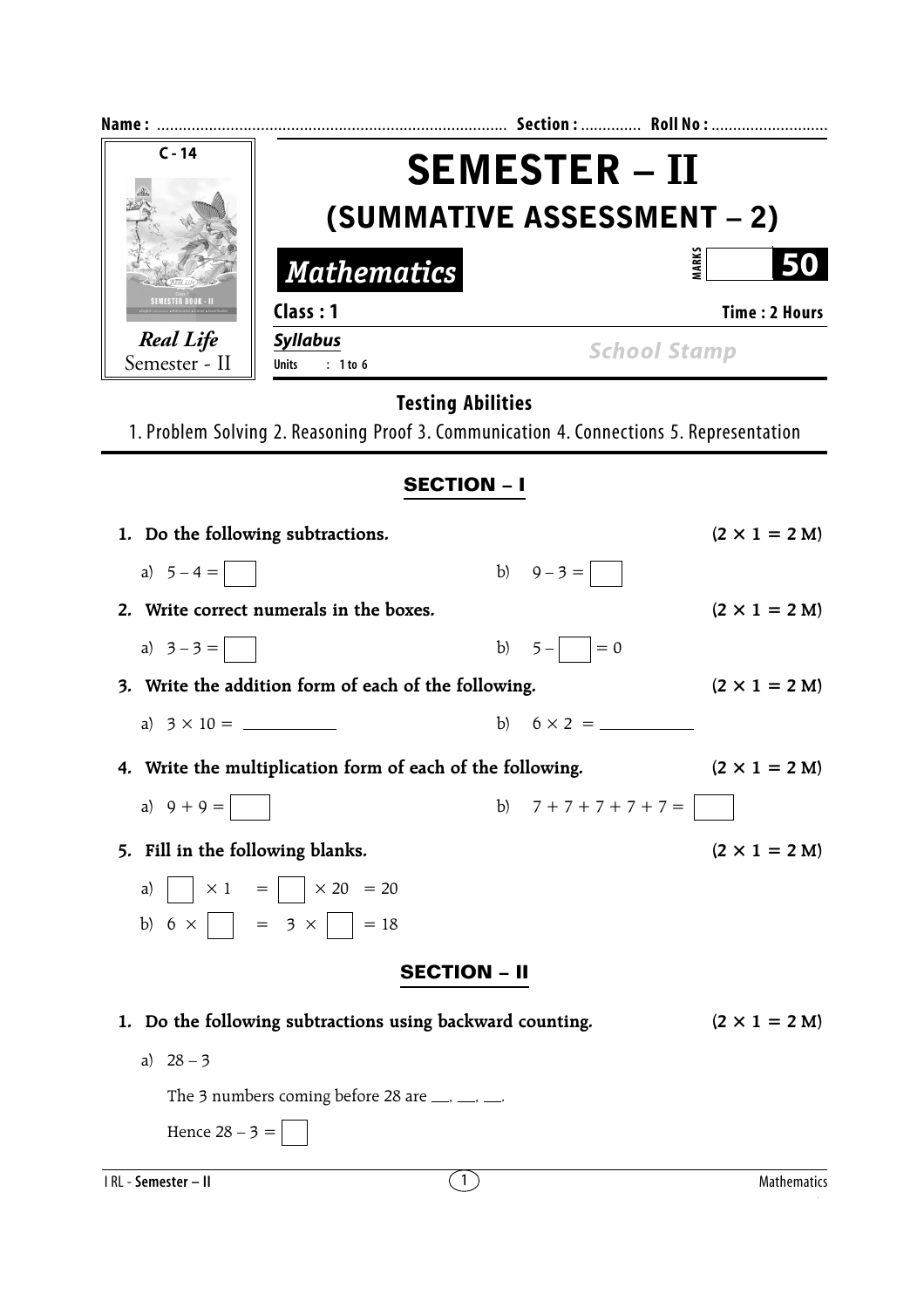Name : ................................................................................ Section : ............. Roll No : ..........................

C - 14

*Real Life*
Semester - II

# SEMESTER – II

## (SUMMATIVE ASSESSMENT – 2)

***Mathematics***

MARKS **50**

**Class : 1** **Time : 2 Hours**

***Syllabus***
**Units : 1 to 6**

School Stamp

**Testing Abilities**

1. Problem Solving 2. Reasoning Proof 3. Communication 4. Connections 5. Representation

## SECTION – I

**1. Do the following subtractions.** **($2 \times 1 = 2$ M)**

a) $5 - 4 = \square$ b) $9 - 3 = \square$

**2. Write correct numerals in the boxes.** **($2 \times 1 = 2$ M)**

a) $3 - 3 = \square$ b) $5 - \square = 0$

**3. Write the addition form of each of the following.** **($2 \times 1 = 2$ M)**

a) $3 \times 10 =$ ___________ b) $6 \times 2 =$ ___________

**4. Write the multiplication form of each of the following.** **($2 \times 1 = 2$ M)**

a) $9 + 9 = \square$ b) $7 + 7 + 7 + 7 + 7 = \square$

**5. Fill in the following blanks.** **($2 \times 1 = 2$ M)**

a) $\square \times 1 = \square \times 20 = 20$

b) $6 \times \square = 3 \times \square = 18$

## SECTION – II

**1. Do the following subtractions using backward counting.** **($2 \times 1 = 2$ M)**

a) $28 - 3$

The 3 numbers coming before 28 are __, __, __.

Hence $28 - 3 = \square$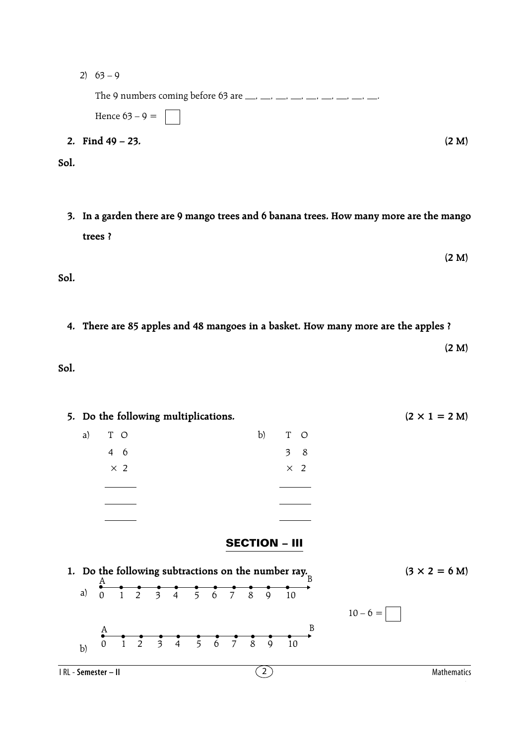2) $63 - 9$

The 9 numbers coming before 63 are \_\_, \_\_, \_\_, \_\_, \_\_, \_\_, \_\_, \_\_, \_\_.

Hence $63 - 9 =$ ☐

**2. Find 49 – 23.** **(2 M)**

**Sol.**

**3. In a garden there are 9 mango trees and 6 banana trees. How many more are the mango trees ?** **(2 M)**

**Sol.**

**4. There are 85 apples and 48 mangoes in a basket. How many more are the apples ?** **(2 M)**

**Sol.**

**5. Do the following multiplications.** **(2 × 1 = 2 M)**

a)
```
 T  O
 4  6
 ×  2
______
______
______
```

b)
```
 T  O
 3  8
 ×  2
______
______
______
```

## SECTION – III

**1. Do the following subtractions on the number ray.** **(3 × 2 = 6 M)**

a) A ——— 0 1 2 3 4 5 6 7 8 9 10 ——— B

$10 - 6 =$ ☐

b) A ——— 0 1 2 3 4 5 6 7 8 9 10 ——— B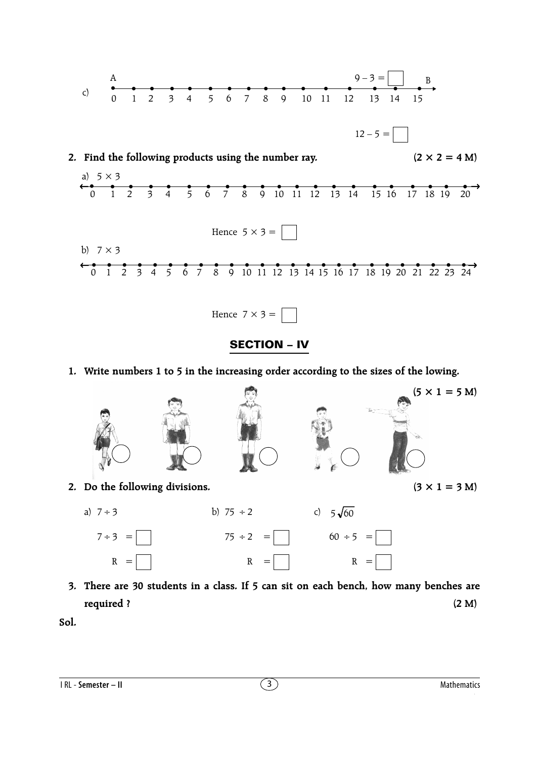c) A ... B

0 1 2 3 4 5 6 7 8 9 10 11 12 13 14 15

$9 - 3 =$ ☐

$12 - 5 =$ ☐

**2. Find the following products using the number ray. (2 × 2 = 4 M)**

a) $5 \times 3$

0 1 2 3 4 5 6 7 8 9 10 11 12 13 14 15 16 17 18 19 20

Hence $5 \times 3 =$ ☐

b) $7 \times 3$

0 1 2 3 4 5 6 7 8 9 10 11 12 13 14 15 16 17 18 19 20 21 22 23 24

Hence $7 \times 3 =$ ☐

## SECTION – IV

**1. Write numbers 1 to 5 in the increasing order according to the sizes of the lowing. (5 × 1 = 5 M)**

◯ ◯ ◯ ◯ ◯

**2. Do the following divisions. (3 × 1 = 3 M)**

a) $7 \div 3$

$7 \div 3 =$ ☐

R = ☐

b) $75 \div 2$

$75 \div 2 =$ ☐

R = ☐

c) $5\overline{)60}$

$60 \div 5 =$ ☐

R = ☐

**3. There are 30 students in a class. If 5 can sit on each bench, how many benches are required ? (2 M)**

**Sol.**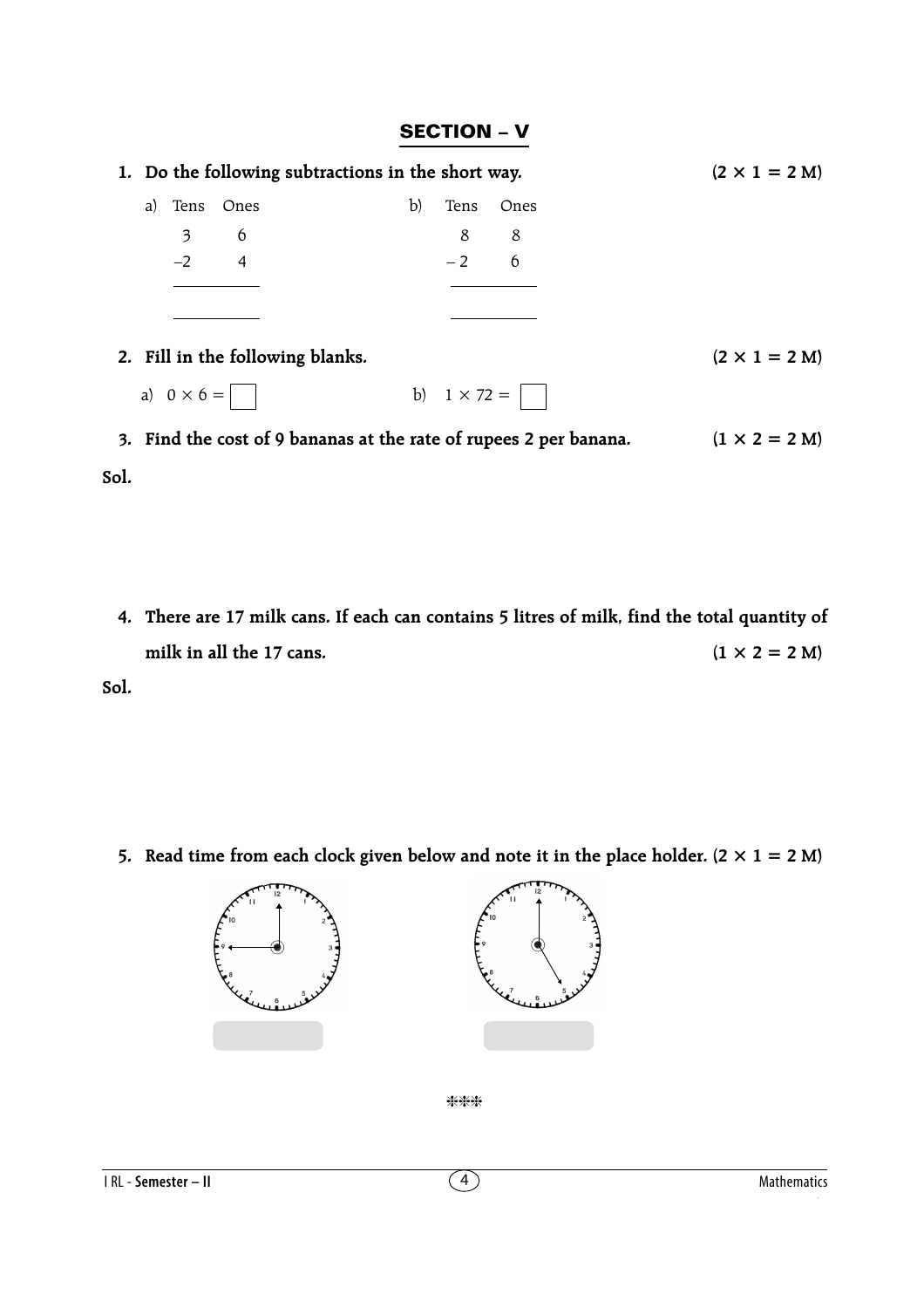## SECTION – V

**1. Do the following subtractions in the short way.** **(2 × 1 = 2 M)**

a)

| Tens | Ones |
|---|---|
| 3 | 6 |
| –2 | 4 |
| | |

b)

| Tens | Ones |
|---|---|
| 8 | 8 |
| – 2 | 6 |
| | |

**2. Fill in the following blanks.** **(2 × 1 = 2 M)**

a) $0 \times 6 =$ ☐

b) $1 \times 72 =$ ☐

**3. Find the cost of 9 bananas at the rate of rupees 2 per banana.** **(1 × 2 = 2 M)**

**Sol.**

**4. There are 17 milk cans. If each can contains 5 litres of milk, find the total quantity of milk in all the 17 cans.** **(1 × 2 = 2 M)**

**Sol.**

**5. Read time from each clock given below and note it in the place holder.** **(2 × 1 = 2 M)**

\*\*\*